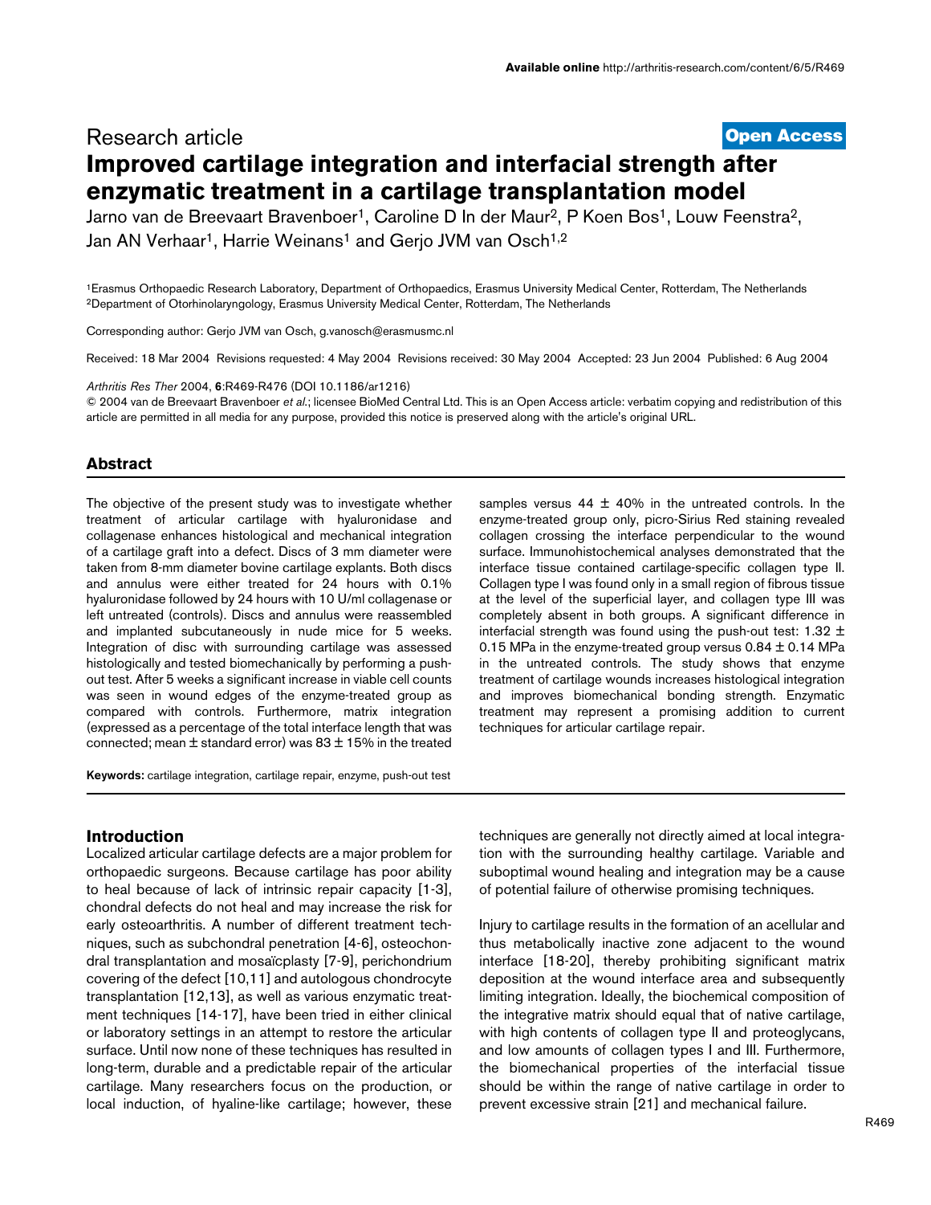Research article

**Open Access**

# Improved cartilage integration and interfacial strength after enzymatic treatment in a cartilage transplantation model

Jarno van de Breevaart Bravenboer[1], Caroline D In der Maur[2], P Koen Bos[1], Louw Feenstra[2], Jan AN Verhaar[1], Harrie Weinans[1] and Gerjo JVM van Osch[1,2]

[1]Erasmus Orthopaedic Research Laboratory, Department of Orthopaedics, Erasmus University Medical Center, Rotterdam, The Netherlands
[2]Department of Otorhinolaryngology, Erasmus University Medical Center, Rotterdam, The Netherlands

Corresponding author: Gerjo JVM van Osch, g.vanosch@erasmusmc.nl

Received: 18 Mar 2004 Revisions requested: 4 May 2004 Revisions received: 30 May 2004 Accepted: 23 Jun 2004 Published: 6 Aug 2004

*Arthritis Res Ther* 2004, **6**:R469-R476 (DOI 10.1186/ar1216)

© 2004 van de Breevaart Bravenboer *et al.*; licensee BioMed Central Ltd. This is an Open Access article: verbatim copying and redistribution of this article are permitted in all media for any purpose, provided this notice is preserved along with the article's original URL.

## Abstract

The objective of the present study was to investigate whether treatment of articular cartilage with hyaluronidase and collagenase enhances histological and mechanical integration of a cartilage graft into a defect. Discs of 3 mm diameter were taken from 8-mm diameter bovine cartilage explants. Both discs and annulus were either treated for 24 hours with 0.1% hyaluronidase followed by 24 hours with 10 U/ml collagenase or left untreated (controls). Discs and annulus were reassembled and implanted subcutaneously in nude mice for 5 weeks. Integration of disc with surrounding cartilage was assessed histologically and tested biomechanically by performing a push-out test. After 5 weeks a significant increase in viable cell counts was seen in wound edges of the enzyme-treated group as compared with controls. Furthermore, matrix integration (expressed as a percentage of the total interface length that was connected; mean ± standard error) was 83 ± 15% in the treated samples versus 44 ± 40% in the untreated controls. In the enzyme-treated group only, picro-Sirius Red staining revealed collagen crossing the interface perpendicular to the wound surface. Immunohistochemical analyses demonstrated that the interface tissue contained cartilage-specific collagen type II. Collagen type I was found only in a small region of fibrous tissue at the level of the superficial layer, and collagen type III was completely absent in both groups. A significant difference in interfacial strength was found using the push-out test: 1.32 ± 0.15 MPa in the enzyme-treated group versus 0.84 ± 0.14 MPa in the untreated controls. The study shows that enzyme treatment of cartilage wounds increases histological integration and improves biomechanical bonding strength. Enzymatic treatment may represent a promising addition to current techniques for articular cartilage repair.

**Keywords:** cartilage integration, cartilage repair, enzyme, push-out test

## Introduction

Localized articular cartilage defects are a major problem for orthopaedic surgeons. Because cartilage has poor ability to heal because of lack of intrinsic repair capacity [1-3], chondral defects do not heal and may increase the risk for early osteoarthritis. A number of different treatment techniques, such as subchondral penetration [4-6], osteochondral transplantation and mosaïcplasty [7-9], perichondrium covering of the defect [10,11] and autologous chondrocyte transplantation [12,13], as well as various enzymatic treatment techniques [14-17], have been tried in either clinical or laboratory settings in an attempt to restore the articular surface. Until now none of these techniques has resulted in long-term, durable and a predictable repair of the articular cartilage. Many researchers focus on the production, or local induction, of hyaline-like cartilage; however, these techniques are generally not directly aimed at local integration with the surrounding healthy cartilage. Variable and suboptimal wound healing and integration may be a cause of potential failure of otherwise promising techniques.

Injury to cartilage results in the formation of an acellular and thus metabolically inactive zone adjacent to the wound interface [18-20], thereby prohibiting significant matrix deposition at the wound interface area and subsequently limiting integration. Ideally, the biochemical composition of the integrative matrix should equal that of native cartilage, with high contents of collagen type II and proteoglycans, and low amounts of collagen types I and III. Furthermore, the biomechanical properties of the interfacial tissue should be within the range of native cartilage in order to prevent excessive strain [21] and mechanical failure.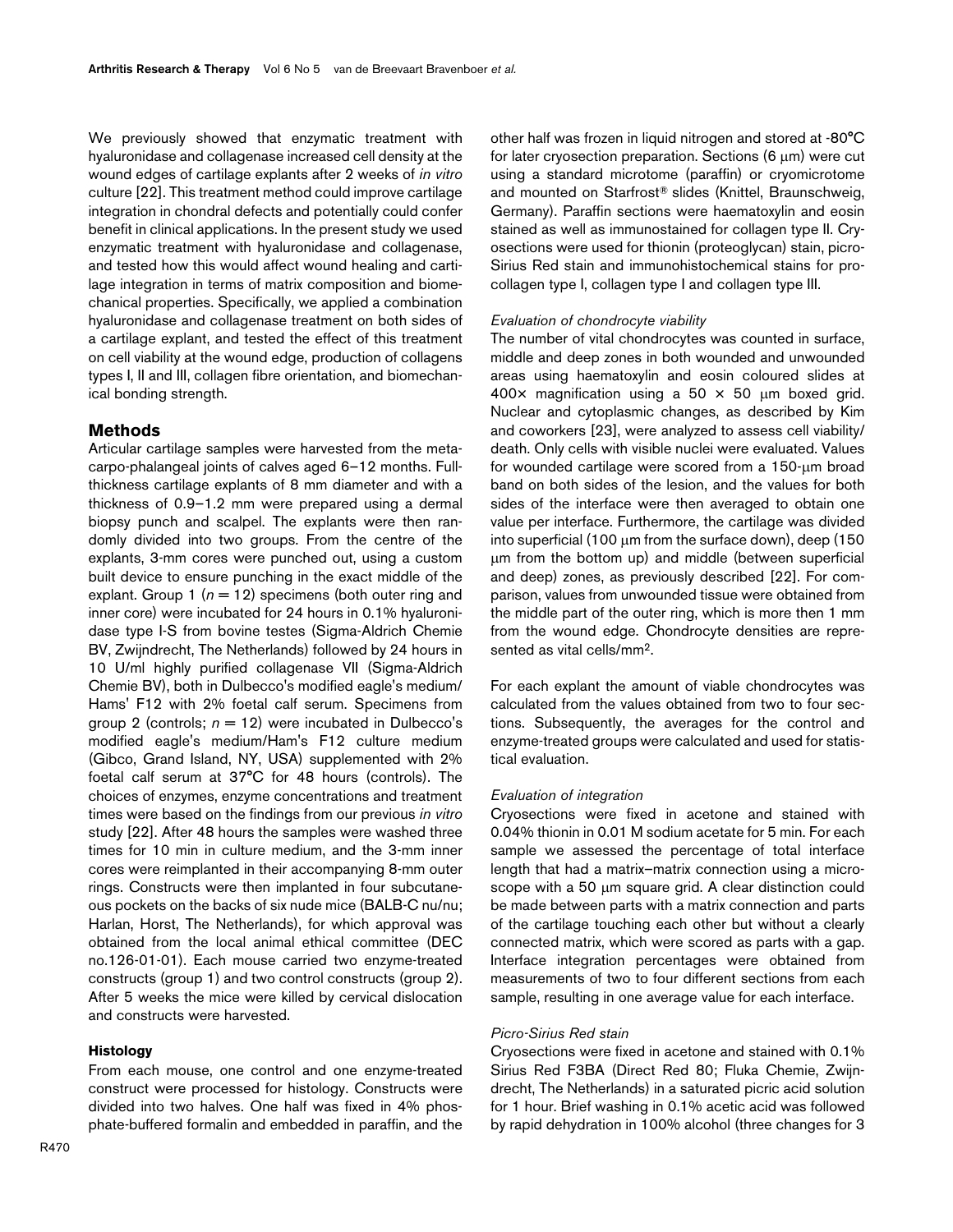We previously showed that enzymatic treatment with hyaluronidase and collagenase increased cell density at the wound edges of cartilage explants after 2 weeks of *in vitro* culture [22]. This treatment method could improve cartilage integration in chondral defects and potentially could confer benefit in clinical applications. In the present study we used enzymatic treatment with hyaluronidase and collagenase, and tested how this would affect wound healing and cartilage integration in terms of matrix composition and biomechanical properties. Specifically, we applied a combination hyaluronidase and collagenase treatment on both sides of a cartilage explant, and tested the effect of this treatment on cell viability at the wound edge, production of collagens types I, II and III, collagen fibre orientation, and biomechanical bonding strength.

## Methods

Articular cartilage samples were harvested from the metacarpo-phalangeal joints of calves aged 6–12 months. Full-thickness cartilage explants of 8 mm diameter and with a thickness of 0.9–1.2 mm were prepared using a dermal biopsy punch and scalpel. The explants were then randomly divided into two groups. From the centre of the explants, 3-mm cores were punched out, using a custom built device to ensure punching in the exact middle of the explant. Group 1 ($n = 12$) specimens (both outer ring and inner core) were incubated for 24 hours in 0.1% hyaluronidase type I-S from bovine testes (Sigma-Aldrich Chemie BV, Zwijndrecht, The Netherlands) followed by 24 hours in 10 U/ml highly purified collagenase VII (Sigma-Aldrich Chemie BV), both in Dulbecco's modified eagle's medium/Hams' F12 with 2% foetal calf serum. Specimens from group 2 (controls; $n = 12$) were incubated in Dulbecco's modified eagle's medium/Ham's F12 culture medium (Gibco, Grand Island, NY, USA) supplemented with 2% foetal calf serum at 37°C for 48 hours (controls). The choices of enzymes, enzyme concentrations and treatment times were based on the findings from our previous *in vitro* study [22]. After 48 hours the samples were washed three times for 10 min in culture medium, and the 3-mm inner cores were reimplanted in their accompanying 8-mm outer rings. Constructs were then implanted in four subcutaneous pockets on the backs of six nude mice (BALB-C nu/nu; Harlan, Horst, The Netherlands), for which approval was obtained from the local animal ethical committee (DEC no.126-01-01). Each mouse carried two enzyme-treated constructs (group 1) and two control constructs (group 2). After 5 weeks the mice were killed by cervical dislocation and constructs were harvested.

### Histology

From each mouse, one control and one enzyme-treated construct were processed for histology. Constructs were divided into two halves. One half was fixed in 4% phosphate-buffered formalin and embedded in paraffin, and the other half was frozen in liquid nitrogen and stored at -80°C for later cryosection preparation. Sections (6 μm) were cut using a standard microtome (paraffin) or cryomicrotome and mounted on Starfrost® slides (Knittel, Braunschweig, Germany). Paraffin sections were haematoxylin and eosin stained as well as immunostained for collagen type II. Cryosections were used for thionin (proteoglycan) stain, picro-Sirius Red stain and immunohistochemical stains for procollagen type I, collagen type I and collagen type III.

#### *Evaluation of chondrocyte viability*

The number of vital chondrocytes was counted in surface, middle and deep zones in both wounded and unwounded areas using haematoxylin and eosin coloured slides at 400× magnification using a 50 × 50 μm boxed grid. Nuclear and cytoplasmic changes, as described by Kim and coworkers [23], were analyzed to assess cell viability/death. Only cells with visible nuclei were evaluated. Values for wounded cartilage were scored from a 150-μm broad band on both sides of the lesion, and the values for both sides of the interface were then averaged to obtain one value per interface. Furthermore, the cartilage was divided into superficial (100 μm from the surface down), deep (150 μm from the bottom up) and middle (between superficial and deep) zones, as previously described [22]. For comparison, values from unwounded tissue were obtained from the middle part of the outer ring, which is more then 1 mm from the wound edge. Chondrocyte densities are represented as vital cells/mm$^2$.

For each explant the amount of viable chondrocytes was calculated from the values obtained from two to four sections. Subsequently, the averages for the control and enzyme-treated groups were calculated and used for statistical evaluation.

#### *Evaluation of integration*

Cryosections were fixed in acetone and stained with 0.04% thionin in 0.01 M sodium acetate for 5 min. For each sample we assessed the percentage of total interface length that had a matrix–matrix connection using a microscope with a 50 μm square grid. A clear distinction could be made between parts with a matrix connection and parts of the cartilage touching each other but without a clearly connected matrix, which were scored as parts with a gap. Interface integration percentages were obtained from measurements of two to four different sections from each sample, resulting in one average value for each interface.

#### *Picro-Sirius Red stain*

Cryosections were fixed in acetone and stained with 0.1% Sirius Red F3BA (Direct Red 80; Fluka Chemie, Zwijndrecht, The Netherlands) in a saturated picric acid solution for 1 hour. Brief washing in 0.1% acetic acid was followed by rapid dehydration in 100% alcohol (three changes for 3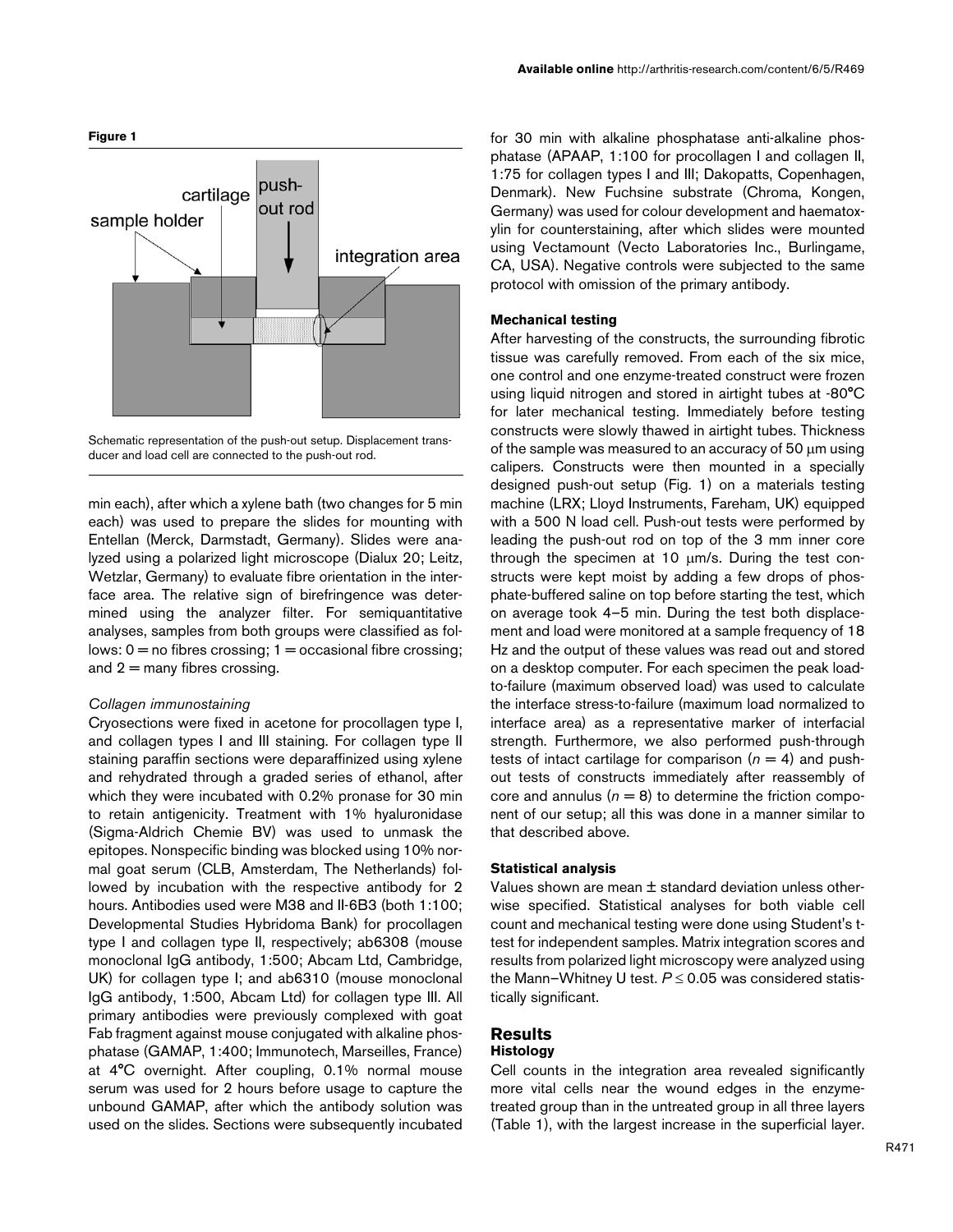**Figure 1**

Schematic representation of the push-out setup. Displacement transducer and load cell are connected to the push-out rod.

min each), after which a xylene bath (two changes for 5 min each) was used to prepare the slides for mounting with Entellan (Merck, Darmstadt, Germany). Slides were analyzed using a polarized light microscope (Dialux 20; Leitz, Wetzlar, Germany) to evaluate fibre orientation in the interface area. The relative sign of birefringence was determined using the analyzer filter. For semiquantitative analyses, samples from both groups were classified as follows: 0 = no fibres crossing; 1 = occasional fibre crossing; and 2 = many fibres crossing.

*Collagen immunostaining*

Cryosections were fixed in acetone for procollagen type I, and collagen types I and III staining. For collagen type II staining paraffin sections were deparaffinized using xylene and rehydrated through a graded series of ethanol, after which they were incubated with 0.2% pronase for 30 min to retain antigenicity. Treatment with 1% hyaluronidase (Sigma-Aldrich Chemie BV) was used to unmask the epitopes. Nonspecific binding was blocked using 10% normal goat serum (CLB, Amsterdam, The Netherlands) followed by incubation with the respective antibody for 2 hours. Antibodies used were M38 and II-6B3 (both 1:100; Developmental Studies Hybridoma Bank) for procollagen type I and collagen type II, respectively; ab6308 (mouse monoclonal IgG antibody, 1:500; Abcam Ltd, Cambridge, UK) for collagen type I; and ab6310 (mouse monoclonal IgG antibody, 1:500, Abcam Ltd) for collagen type III. All primary antibodies were previously complexed with goat Fab fragment against mouse conjugated with alkaline phosphatase (GAMAP, 1:400; Immunotech, Marseilles, France) at 4°C overnight. After coupling, 0.1% normal mouse serum was used for 2 hours before usage to capture the unbound GAMAP, after which the antibody solution was used on the slides. Sections were subsequently incubated for 30 min with alkaline phosphatase anti-alkaline phosphatase (APAAP, 1:100 for procollagen I and collagen II, 1:75 for collagen types I and III; Dakopatts, Copenhagen, Denmark). New Fuchsine substrate (Chroma, Kongen, Germany) was used for colour development and haematoxylin for counterstaining, after which slides were mounted using Vectamount (Vecto Laboratories Inc., Burlingame, CA, USA). Negative controls were subjected to the same protocol with omission of the primary antibody.

**Mechanical testing**

After harvesting of the constructs, the surrounding fibrotic tissue was carefully removed. From each of the six mice, one control and one enzyme-treated construct were frozen using liquid nitrogen and stored in airtight tubes at -80°C for later mechanical testing. Immediately before testing constructs were slowly thawed in airtight tubes. Thickness of the sample was measured to an accuracy of 50 μm using calipers. Constructs were then mounted in a specially designed push-out setup (Fig. 1) on a materials testing machine (LRX; Lloyd Instruments, Fareham, UK) equipped with a 500 N load cell. Push-out tests were performed by leading the push-out rod on top of the 3 mm inner core through the specimen at 10 μm/s. During the test constructs were kept moist by adding a few drops of phosphate-buffered saline on top before starting the test, which on average took 4–5 min. During the test both displacement and load were monitored at a sample frequency of 18 Hz and the output of these values was read out and stored on a desktop computer. For each specimen the peak load-to-failure (maximum observed load) was used to calculate the interface stress-to-failure (maximum load normalized to interface area) as a representative marker of interfacial strength. Furthermore, we also performed push-through tests of intact cartilage for comparison ($n = 4$) and push-out tests of constructs immediately after reassembly of core and annulus ($n = 8$) to determine the friction component of our setup; all this was done in a manner similar to that described above.

**Statistical analysis**

Values shown are mean ± standard deviation unless otherwise specified. Statistical analyses for both viable cell count and mechanical testing were done using Student's t-test for independent samples. Matrix integration scores and results from polarized light microscopy were analyzed using the Mann–Whitney U test. $P \leq 0.05$ was considered statistically significant.

## Results

**Histology**

Cell counts in the integration area revealed significantly more vital cells near the wound edges in the enzyme-treated group than in the untreated group in all three layers (Table 1), with the largest increase in the superficial layer.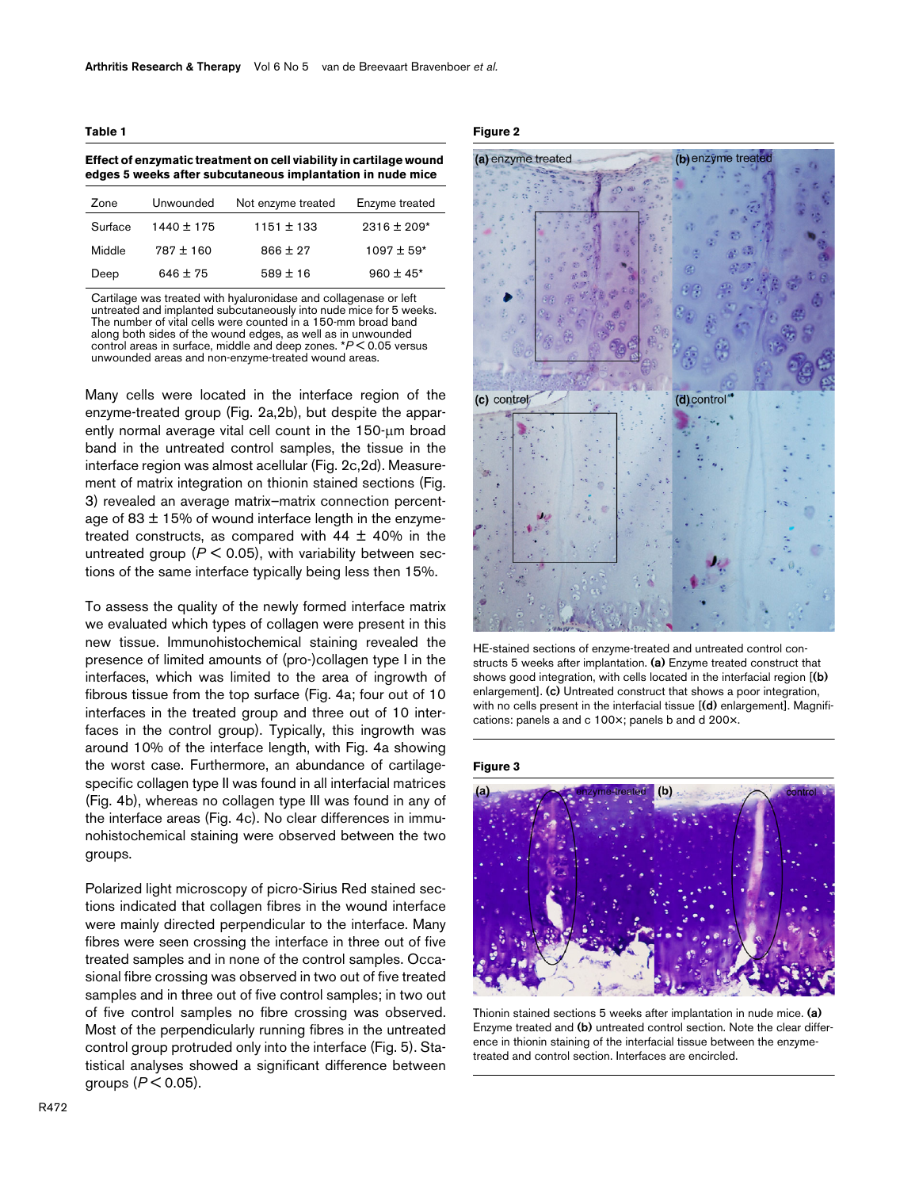**Table 1**

**Effect of enzymatic treatment on cell viability in cartilage wound edges 5 weeks after subcutaneous implantation in nude mice**

| Zone | Unwounded | Not enzyme treated | Enzyme treated |
|---|---|---|---|
| Surface | 1440 ± 175 | 1151 ± 133 | 2316 ± 209* |
| Middle | 787 ± 160 | 866 ± 27 | 1097 ± 59* |
| Deep | 646 ± 75 | 589 ± 16 | 960 ± 45* |

Cartilage was treated with hyaluronidase and collagenase or left untreated and implanted subcutaneously into nude mice for 5 weeks. The number of vital cells were counted in a 150-mm broad band along both sides of the wound edges, as well as in unwounded control areas in surface, middle and deep zones. *$P < 0.05$ versus unwounded areas and non-enzyme-treated wound areas.

Many cells were located in the interface region of the enzyme-treated group (Fig. 2a,2b), but despite the apparently normal average vital cell count in the 150-μm broad band in the untreated control samples, the tissue in the interface region was almost acellular (Fig. 2c,2d). Measurement of matrix integration on thionin stained sections (Fig. 3) revealed an average matrix–matrix connection percentage of 83 ± 15% of wound interface length in the enzyme-treated constructs, as compared with 44 ± 40% in the untreated group ($P < 0.05$), with variability between sections of the same interface typically being less then 15%.

To assess the quality of the newly formed interface matrix we evaluated which types of collagen were present in this new tissue. Immunohistochemical staining revealed the presence of limited amounts of (pro-)collagen type I in the interfaces, which was limited to the area of ingrowth of fibrous tissue from the top surface (Fig. 4a; four out of 10 interfaces in the treated group and three out of 10 interfaces in the control group). Typically, this ingrowth was around 10% of the interface length, with Fig. 4a showing the worst case. Furthermore, an abundance of cartilage-specific collagen type II was found in all interfacial matrices (Fig. 4b), whereas no collagen type III was found in any of the interface areas (Fig. 4c). No clear differences in immunohistochemical staining were observed between the two groups.

Polarized light microscopy of picro-Sirius Red stained sections indicated that collagen fibres in the wound interface were mainly directed perpendicular to the interface. Many fibres were seen crossing the interface in three out of five treated samples and in none of the control samples. Occasional fibre crossing was observed in two out of five treated samples and in three out of five control samples; in two out of five control samples no fibre crossing was observed. Most of the perpendicularly running fibres in the untreated control group protruded only into the interface (Fig. 5). Statistical analyses showed a significant difference between groups ($P < 0.05$).

**Figure 2**

HE-stained sections of enzyme-treated and untreated control constructs 5 weeks after implantation. **(a)** Enzyme treated construct that shows good integration, with cells located in the interfacial region [**(b)** enlargement]. **(c)** Untreated construct that shows a poor integration, with no cells present in the interfacial tissue [**(d)** enlargement]. Magnifications: panels a and c 100×; panels b and d 200×.

**Figure 3**

Thionin stained sections 5 weeks after implantation in nude mice. **(a)** Enzyme treated and **(b)** untreated control section. Note the clear difference in thionin staining of the interfacial tissue between the enzyme-treated and control section. Interfaces are encircled.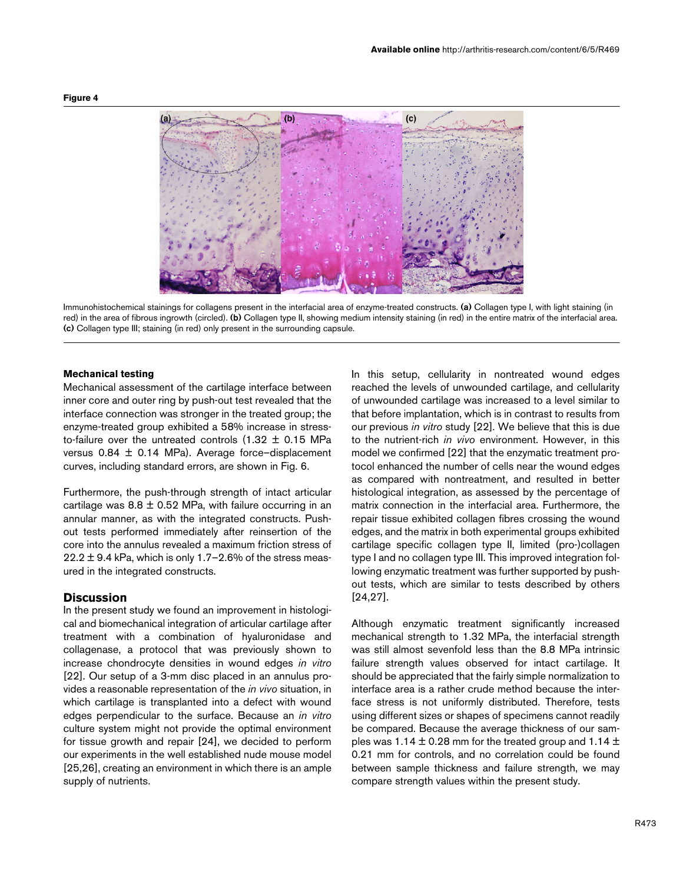**Figure 4**

Immunohistochemical stainings for collagens present in the interfacial area of enzyme-treated constructs. **(a)** Collagen type I, with light staining (in red) in the area of fibrous ingrowth (circled). **(b)** Collagen type II, showing medium intensity staining (in red) in the entire matrix of the interfacial area. **(c)** Collagen type III; staining (in red) only present in the surrounding capsule.

**Mechanical testing**

Mechanical assessment of the cartilage interface between inner core and outer ring by push-out test revealed that the interface connection was stronger in the treated group; the enzyme-treated group exhibited a 58% increase in stress-to-failure over the untreated controls ($1.32 \pm 0.15$ MPa versus $0.84 \pm 0.14$ MPa). Average force–displacement curves, including standard errors, are shown in Fig. 6.

Furthermore, the push-through strength of intact articular cartilage was $8.8 \pm 0.52$ MPa, with failure occurring in an annular manner, as with the integrated constructs. Push-out tests performed immediately after reinsertion of the core into the annulus revealed a maximum friction stress of $22.2 \pm 9.4$ kPa, which is only 1.7–2.6% of the stress measured in the integrated constructs.

## Discussion

In the present study we found an improvement in histological and biomechanical integration of articular cartilage after treatment with a combination of hyaluronidase and collagenase, a protocol that was previously shown to increase chondrocyte densities in wound edges *in vitro* [22]. Our setup of a 3-mm disc placed in an annulus provides a reasonable representation of the *in vivo* situation, in which cartilage is transplanted into a defect with wound edges perpendicular to the surface. Because an *in vitro* culture system might not provide the optimal environment for tissue growth and repair [24], we decided to perform our experiments in the well established nude mouse model [25,26], creating an environment in which there is an ample supply of nutrients.

In this setup, cellularity in nontreated wound edges reached the levels of unwounded cartilage, and cellularity of unwounded cartilage was increased to a level similar to that before implantation, which is in contrast to results from our previous *in vitro* study [22]. We believe that this is due to the nutrient-rich *in vivo* environment. However, in this model we confirmed [22] that the enzymatic treatment protocol enhanced the number of cells near the wound edges as compared with nontreatment, and resulted in better histological integration, as assessed by the percentage of matrix connection in the interfacial area. Furthermore, the repair tissue exhibited collagen fibres crossing the wound edges, and the matrix in both experimental groups exhibited cartilage specific collagen type II, limited (pro-)collagen type I and no collagen type III. This improved integration following enzymatic treatment was further supported by push-out tests, which are similar to tests described by others [24,27].

Although enzymatic treatment significantly increased mechanical strength to 1.32 MPa, the interfacial strength was still almost sevenfold less than the 8.8 MPa intrinsic failure strength values observed for intact cartilage. It should be appreciated that the fairly simple normalization to interface area is a rather crude method because the interface stress is not uniformly distributed. Therefore, tests using different sizes or shapes of specimens cannot readily be compared. Because the average thickness of our samples was $1.14 \pm 0.28$ mm for the treated group and $1.14 \pm 0.21$ mm for controls, and no correlation could be found between sample thickness and failure strength, we may compare strength values within the present study.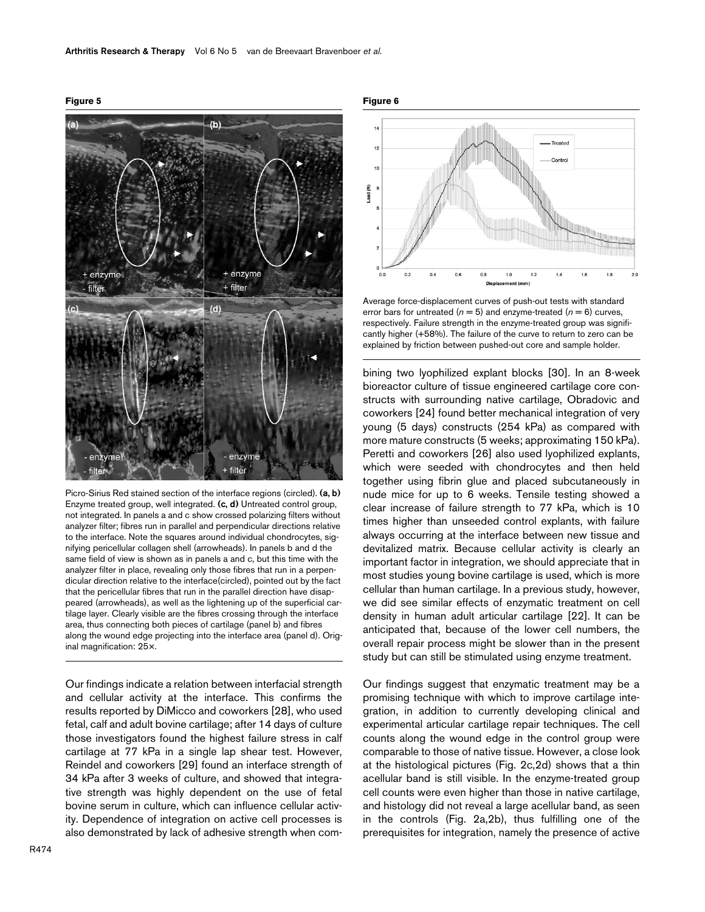**Figure 5**

Picro-Sirius Red stained section of the interface regions (circled). **(a, b)** Enzyme treated group, well integrated. **(c, d)** Untreated control group, not integrated. In panels a and c show crossed polarizing filters without analyzer filter; fibres run in parallel and perpendicular directions relative to the interface. Note the squares around individual chondrocytes, signifying pericellular collagen shell (arrowheads). In panels b and d the same field of view is shown as in panels a and c, but this time with the analyzer filter in place, revealing only those fibres that run in a perpendicular direction relative to the interface(circled), pointed out by the fact that the pericellular fibres that run in the parallel direction have disappeared (arrowheads), as well as the lightening up of the superficial cartilage layer. Clearly visible are the fibres crossing through the interface area, thus connecting both pieces of cartilage (panel b) and fibres along the wound edge projecting into the interface area (panel d). Original magnification: 25×.

**Figure 6**

Average force-displacement curves of push-out tests with standard error bars for untreated ($n = 5$) and enzyme-treated ($n = 6$) curves, respectively. Failure strength in the enzyme-treated group was significantly higher (+58%). The failure of the curve to return to zero can be explained by friction between pushed-out core and sample holder.

Our findings indicate a relation between interfacial strength and cellular activity at the interface. This confirms the results reported by DiMicco and coworkers [28], who used fetal, calf and adult bovine cartilage; after 14 days of culture those investigators found the highest failure stress in calf cartilage at 77 kPa in a single lap shear test. However, Reindel and coworkers [29] found an interface strength of 34 kPa after 3 weeks of culture, and showed that integrative strength was highly dependent on the use of fetal bovine serum in culture, which can influence cellular activity. Dependence of integration on active cell processes is also demonstrated by lack of adhesive strength when combining two lyophilized explant blocks [30]. In an 8-week bioreactor culture of tissue engineered cartilage core constructs with surrounding native cartilage, Obradovic and coworkers [24] found better mechanical integration of very young (5 days) constructs (254 kPa) as compared with more mature constructs (5 weeks; approximating 150 kPa). Peretti and coworkers [26] also used lyophilized explants, which were seeded with chondrocytes and then held together using fibrin glue and placed subcutaneously in nude mice for up to 6 weeks. Tensile testing showed a clear increase of failure strength to 77 kPa, which is 10 times higher than unseeded control explants, with failure always occurring at the interface between new tissue and devitalized matrix. Because cellular activity is clearly an important factor in integration, we should appreciate that in most studies young bovine cartilage is used, which is more cellular than human cartilage. In a previous study, however, we did see similar effects of enzymatic treatment on cell density in human adult articular cartilage [22]. It can be anticipated that, because of the lower cell numbers, the overall repair process might be slower than in the present study but can still be stimulated using enzyme treatment.

Our findings suggest that enzymatic treatment may be a promising technique with which to improve cartilage integration, in addition to currently developing clinical and experimental articular cartilage repair techniques. The cell counts along the wound edge in the control group were comparable to those of native tissue. However, a close look at the histological pictures (Fig. 2c,2d) shows that a thin acellular band is still visible. In the enzyme-treated group cell counts were even higher than those in native cartilage, and histology did not reveal a large acellular band, as seen in the controls (Fig. 2a,2b), thus fulfilling one of the prerequisites for integration, namely the presence of active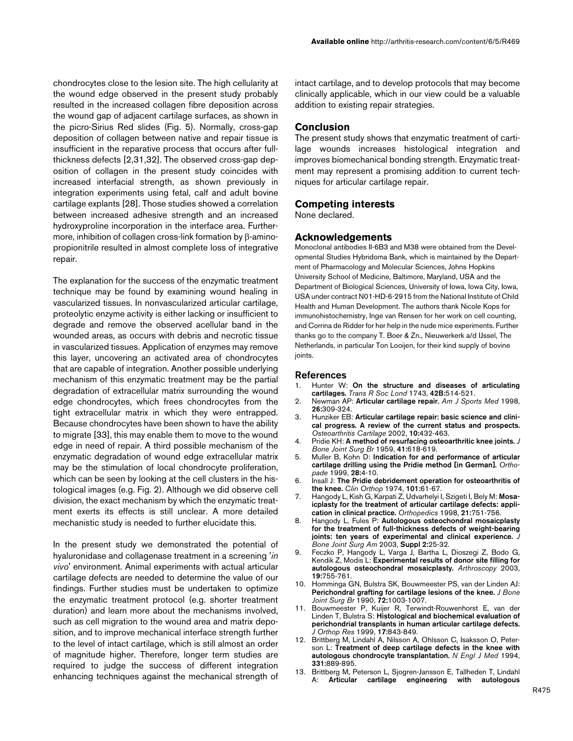chondrocytes close to the lesion site. The high cellularity at the wound edge observed in the present study probably resulted in the increased collagen fibre deposition across the wound gap of adjacent cartilage surfaces, as shown in the picro-Sirius Red slides (Fig. 5). Normally, cross-gap deposition of collagen between native and repair tissue is insufficient in the reparative process that occurs after full-thickness defects [2,31,32]. The observed cross-gap deposition of collagen in the present study coincides with increased interfacial strength, as shown previously in integration experiments using fetal, calf and adult bovine cartilage explants [28]. Those studies showed a correlation between increased adhesive strength and an increased hydroxyproline incorporation in the interface area. Furthermore, inhibition of collagen cross-link formation by β-aminopropionitrile resulted in almost complete loss of integrative repair.

The explanation for the success of the enzymatic treatment technique may be found by examining wound healing in vascularized tissues. In nonvascularized articular cartilage, proteolytic enzyme activity is either lacking or insufficient to degrade and remove the observed acellular band in the wounded areas, as occurs with debris and necrotic tissue in vascularized tissues. Application of enzymes may remove this layer, uncovering an activated area of chondrocytes that are capable of integration. Another possible underlying mechanism of this enzymatic treatment may be the partial degradation of extracellular matrix surrounding the wound edge chondrocytes, which frees chondrocytes from the tight extracellular matrix in which they were entrapped. Because chondrocytes have been shown to have the ability to migrate [33], this may enable them to move to the wound edge in need of repair. A third possible mechanism of the enzymatic degradation of wound edge extracellular matrix may be the stimulation of local chondrocyte proliferation, which can be seen by looking at the cell clusters in the histological images (e.g. Fig. 2). Although we did observe cell division, the exact mechanism by which the enzymatic treatment exerts its effects is still unclear. A more detailed mechanistic study is needed to further elucidate this.

In the present study we demonstrated the potential of hyaluronidase and collagenase treatment in a screening '*in vivo*' environment. Animal experiments with actual articular cartilage defects are needed to determine the value of our findings. Further studies must be undertaken to optimize the enzymatic treatment protocol (e.g. shorter treatment duration) and learn more about the mechanisms involved, such as cell migration to the wound area and matrix deposition, and to improve mechanical interface strength further to the level of intact cartilage, which is still almost an order of magnitude higher. Therefore, longer term studies are required to judge the success of different integration enhancing techniques against the mechanical strength of intact cartilage, and to develop protocols that may become clinically applicable, which in our view could be a valuable addition to existing repair strategies.

## Conclusion

The present study shows that enzymatic treatment of cartilage wounds increases histological integration and improves biomechanical bonding strength. Enzymatic treatment may represent a promising addition to current techniques for articular cartilage repair.

## Competing interests

None declared.

## Acknowledgements

Monoclonal antibodies II-6B3 and M38 were obtained from the Developmental Studies Hybridoma Bank, which is maintained by the Department of Pharmacology and Molecular Sciences, Johns Hopkins University School of Medicine, Baltimore, Maryland, USA and the Department of Biological Sciences, University of Iowa, Iowa City, Iowa, USA under contract N01-HD-6-2915 from the National Institute of Child Health and Human Development. The authors thank Nicole Kops for immunohistochemistry, Inge van Rensen for her work on cell counting, and Corrina de Ridder for her help in the nude mice experiments. Further thanks go to the company T. Boer & Zn., Nieuwerkerk a/d IJssel, The Netherlands, in particular Ton Looijen, for their kind supply of bovine joints.

## References

1. Hunter W: **On the structure and diseases of articulating cartilages.** *Trans R Soc Lond* 1743, **42B:**514-521.
2. Newman AP: **Articular cartilage repair.** *Am J Sports Med* 1998, **26:**309-324.
3. Hunziker EB: **Articular cartilage repair: basic science and clinical progress. A review of the current status and prospects.** *Osteoarthritis Cartilage* 2002, **10:**432-463.
4. Pridie KH: **A method of resurfacing osteoarthritic knee joints.** *J Bone Joint Surg Br* 1959, **41:**618-619.
5. Muller B, Kohn D: **Indication for and performance of articular cartilage drilling using the Pridie method [in German].** *Orthopade* 1999, **28:**4-10.
6. Insall J: **The Pridie debridement operation for osteoarthritis of the knee.** *Clin Orthop* 1974, **101:**61-67.
7. Hangody L, Kish G, Karpati Z, Udvarhelyi I, Szigeti I, Bely M: **Mosaicplasty for the treatment of articular cartilage defects: application in clinical practice.** *Orthopedics* 1998, **21:**751-756.
8. Hangody L, Fules P: **Autologous osteochondral mosaicplasty for the treatment of full-thickness defects of weight-bearing joints: ten years of experimental and clinical experience.** *J Bone Joint Surg Am* 2003, **Suppl 2:**25-32.
9. Feczko P, Hangody L, Varga J, Bartha L, Dioszegi Z, Bodo G, Kendik Z, Modis L: **Experimental results of donor site filling for autologous osteochondral mosaicplasty.** *Arthroscopy* 2003, **19:**755-761.
10. Homminga GN, Bulstra SK, Bouwmeester PS, van der Linden AJ: **Perichondral grafting for cartilage lesions of the knee.** *J Bone Joint Surg Br* 1990, **72:**1003-1007.
11. Bouwmeester P, Kuijer R, Terwindt-Rouwenhorst E, van der Linden T, Bulstra S: **Histological and biochemical evaluation of perichondral transplants in human articular cartilage defects.** *J Orthop Res* 1999, **17:**843-849.
12. Brittberg M, Lindahl A, Nilsson A, Ohlsson C, Isaksson O, Peterson L: **Treatment of deep cartilage defects in the knee with autologous chondrocyte transplantation.** *N Engl J Med* 1994, **331:**889-895.
13. Brittberg M, Peterson L, Sjogren-Jansson E, Tallheden T, Lindahl A: **Articular cartilage engineering with autologous**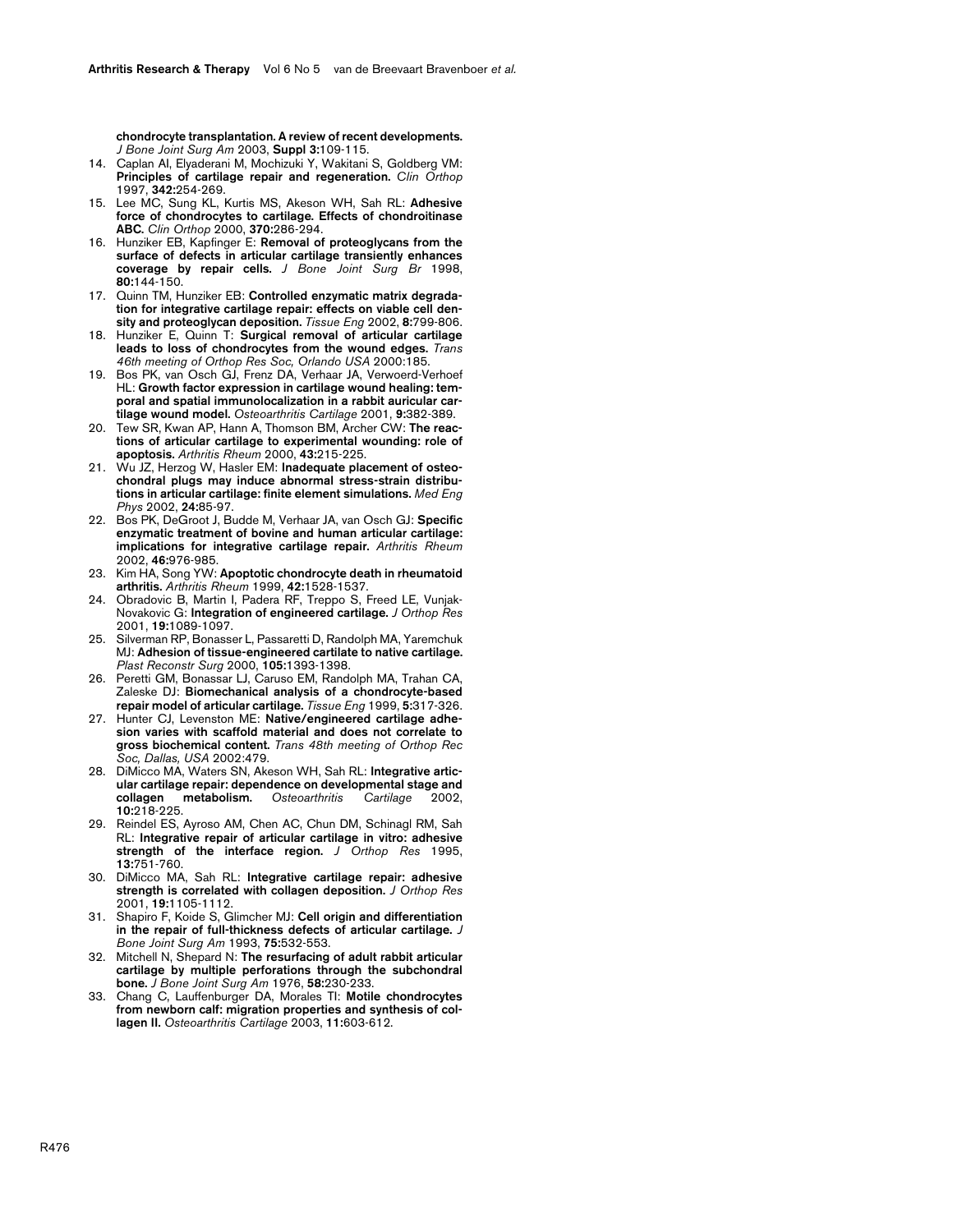**chondrocyte transplantation. A review of recent developments.** *J Bone Joint Surg Am* 2003, **Suppl 3:**109-115.

14. Caplan AI, Elyaderani M, Mochizuki Y, Wakitani S, Goldberg VM: **Principles of cartilage repair and regeneration.** *Clin Orthop* 1997, **342:**254-269.
15. Lee MC, Sung KL, Kurtis MS, Akeson WH, Sah RL: **Adhesive force of chondrocytes to cartilage. Effects of chondroitinase ABC.** *Clin Orthop* 2000, **370:**286-294.
16. Hunziker EB, Kapfinger E: **Removal of proteoglycans from the surface of defects in articular cartilage transiently enhances coverage by repair cells.** *J Bone Joint Surg Br* 1998, **80:**144-150.
17. Quinn TM, Hunziker EB: **Controlled enzymatic matrix degradation for integrative cartilage repair: effects on viable cell density and proteoglycan deposition.** *Tissue Eng* 2002, **8:**799-806.
18. Hunziker E, Quinn T: **Surgical removal of articular cartilage leads to loss of chondrocytes from the wound edges.** *Trans 46th meeting of Orthop Res Soc, Orlando USA* 2000:185.
19. Bos PK, van Osch GJ, Frenz DA, Verhaar JA, Verwoerd-Verhoef HL: **Growth factor expression in cartilage wound healing: temporal and spatial immunolocalization in a rabbit auricular cartilage wound model.** *Osteoarthritis Cartilage* 2001, **9:**382-389.
20. Tew SR, Kwan AP, Hann A, Thomson BM, Archer CW: **The reactions of articular cartilage to experimental wounding: role of apoptosis.** *Arthritis Rheum* 2000, **43:**215-225.
21. Wu JZ, Herzog W, Hasler EM: **Inadequate placement of osteochondral plugs may induce abnormal stress-strain distributions in articular cartilage: finite element simulations.** *Med Eng Phys* 2002, **24:**85-97.
22. Bos PK, DeGroot J, Budde M, Verhaar JA, van Osch GJ: **Specific enzymatic treatment of bovine and human articular cartilage: implications for integrative cartilage repair.** *Arthritis Rheum* 2002, **46:**976-985.
23. Kim HA, Song YW: **Apoptotic chondrocyte death in rheumatoid arthritis.** *Arthritis Rheum* 1999, **42:**1528-1537.
24. Obradovic B, Martin I, Padera RF, Treppo S, Freed LE, Vunjak-Novakovic G: **Integration of engineered cartilage.** *J Orthop Res* 2001, **19:**1089-1097.
25. Silverman RP, Bonasser L, Passaretti D, Randolph MA, Yaremchuk MJ: **Adhesion of tissue-engineered cartilate to native cartilage.** *Plast Reconstr Surg* 2000, **105:**1393-1398.
26. Peretti GM, Bonassar LJ, Caruso EM, Randolph MA, Trahan CA, Zaleske DJ: **Biomechanical analysis of a chondrocyte-based repair model of articular cartilage.** *Tissue Eng* 1999, **5:**317-326.
27. Hunter CJ, Levenston ME: **Native/engineered cartilage adhesion varies with scaffold material and does not correlate to gross biochemical content.** *Trans 48th meeting of Orthop Rec Soc, Dallas, USA* 2002:479.
28. DiMicco MA, Waters SN, Akeson WH, Sah RL: **Integrative articular cartilage repair: dependence on developmental stage and collagen metabolism.** *Osteoarthritis Cartilage* 2002, **10:**218-225.
29. Reindel ES, Ayroso AM, Chen AC, Chun DM, Schinagl RM, Sah RL: **Integrative repair of articular cartilage in vitro: adhesive strength of the interface region.** *J Orthop Res* 1995, **13:**751-760.
30. DiMicco MA, Sah RL: **Integrative cartilage repair: adhesive strength is correlated with collagen deposition.** *J Orthop Res* 2001, **19:**1105-1112.
31. Shapiro F, Koide S, Glimcher MJ: **Cell origin and differentiation in the repair of full-thickness defects of articular cartilage.** *J Bone Joint Surg Am* 1993, **75:**532-553.
32. Mitchell N, Shepard N: **The resurfacing of adult rabbit articular cartilage by multiple perforations through the subchondral bone.** *J Bone Joint Surg Am* 1976, **58:**230-233.
33. Chang C, Lauffenburger DA, Morales TI: **Motile chondrocytes from newborn calf: migration properties and synthesis of collagen II.** *Osteoarthritis Cartilage* 2003, **11:**603-612.